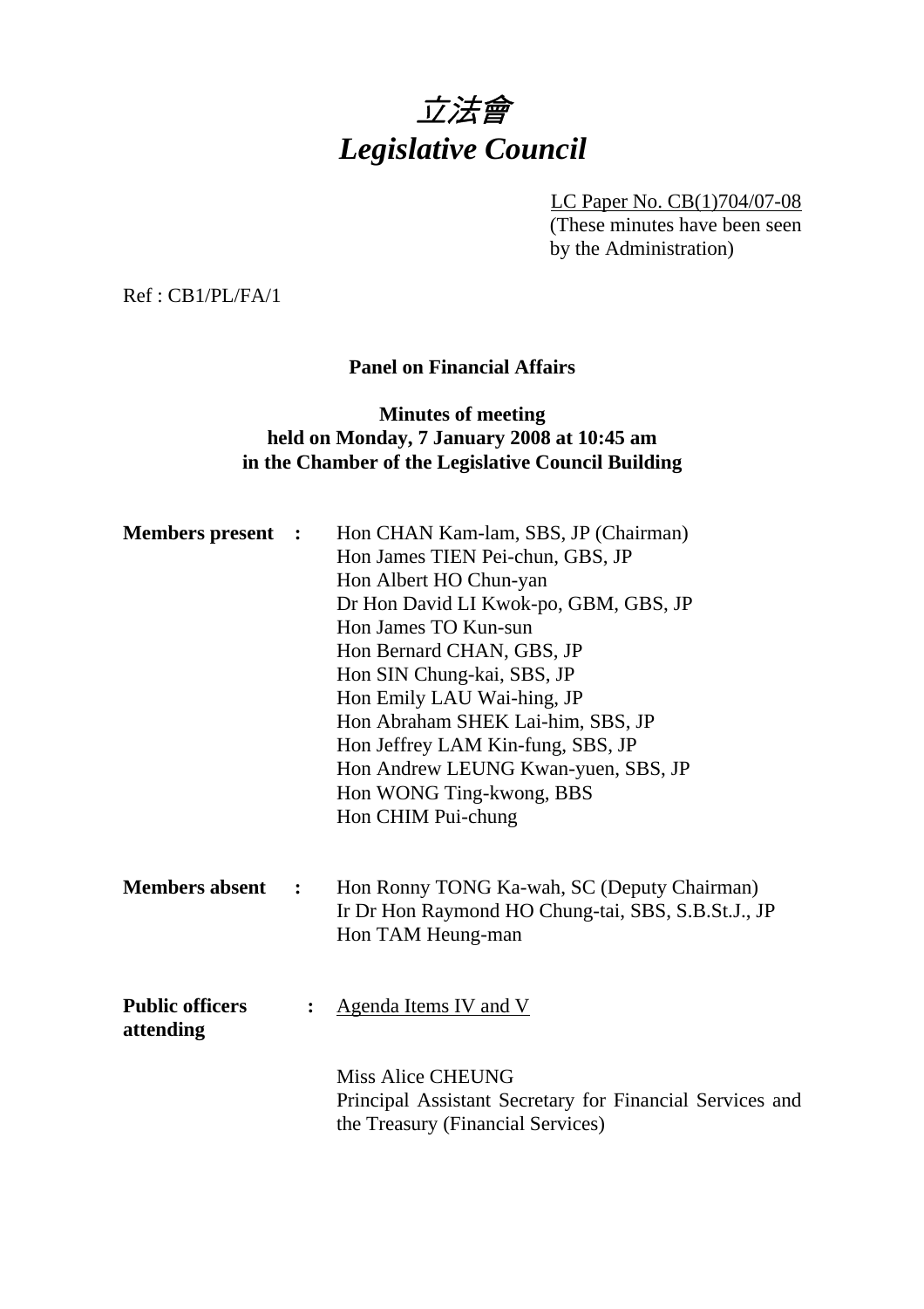# *立法會*
# *Legislative Council*

LC Paper No. CB(1)704/07-08
(These minutes have been seen by the Administration)

Ref : CB1/PL/FA/1

**Panel on Financial Affairs**

**Minutes of meeting**
**held on Monday, 7 January 2008 at 10:45 am**
**in the Chamber of the Legislative Council Building**

**Members present :**

Hon CHAN Kam-lam, SBS, JP (Chairman)
Hon James TIEN Pei-chun, GBS, JP
Hon Albert HO Chun-yan
Dr Hon David LI Kwok-po, GBM, GBS, JP
Hon James TO Kun-sun
Hon Bernard CHAN, GBS, JP
Hon SIN Chung-kai, SBS, JP
Hon Emily LAU Wai-hing, JP
Hon Abraham SHEK Lai-him, SBS, JP
Hon Jeffrey LAM Kin-fung, SBS, JP
Hon Andrew LEUNG Kwan-yuen, SBS, JP
Hon WONG Ting-kwong, BBS
Hon CHIM Pui-chung

**Members absent :**

Hon Ronny TONG Ka-wah, SC (Deputy Chairman)
Ir Dr Hon Raymond HO Chung-tai, SBS, S.B.St.J., JP
Hon TAM Heung-man

**Public officers attending :**

Agenda Items IV and V

Miss Alice CHEUNG
Principal Assistant Secretary for Financial Services and the Treasury (Financial Services)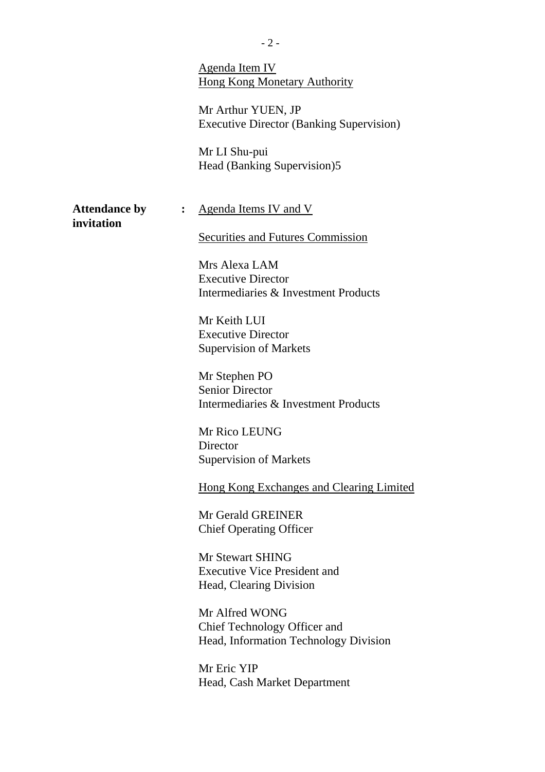Agenda Item IV
Hong Kong Monetary Authority

Mr Arthur YUEN, JP
Executive Director (Banking Supervision)

Mr LI Shu-pui
Head (Banking Supervision)5

**Attendance by invitation** : Agenda Items IV and V

Securities and Futures Commission

Mrs Alexa LAM
Executive Director
Intermediaries & Investment Products

Mr Keith LUI
Executive Director
Supervision of Markets

Mr Stephen PO
Senior Director
Intermediaries & Investment Products

Mr Rico LEUNG
Director
Supervision of Markets

Hong Kong Exchanges and Clearing Limited

Mr Gerald GREINER
Chief Operating Officer

Mr Stewart SHING
Executive Vice President and
Head, Clearing Division

Mr Alfred WONG
Chief Technology Officer and
Head, Information Technology Division

Mr Eric YIP
Head, Cash Market Department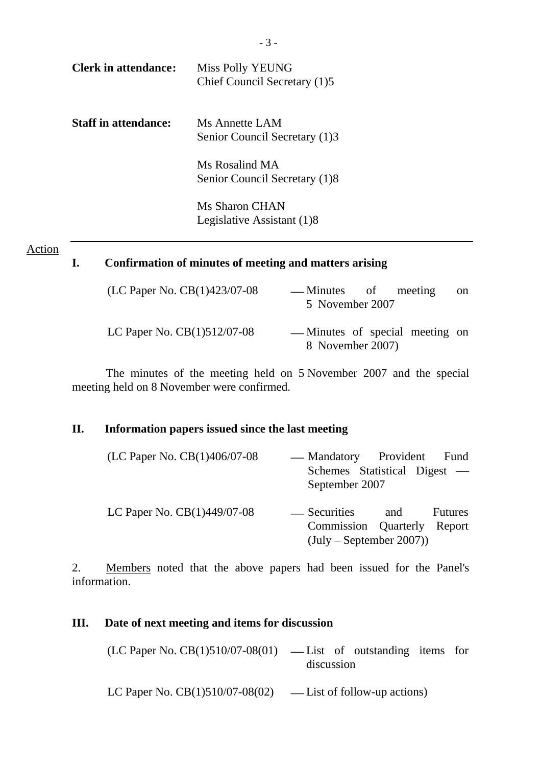**Clerk in attendance:** Miss Polly YEUNG
Chief Council Secretary (1)5

**Staff in attendance:** Ms Annette LAM
Senior Council Secretary (1)3

Ms Rosalind MA
Senior Council Secretary (1)8

Ms Sharon CHAN
Legislative Assistant (1)8

---

Action

## I. Confirmation of minutes of meeting and matters arising

(LC Paper No. CB(1)423/07-08 — Minutes of meeting on 5 November 2007

LC Paper No. CB(1)512/07-08 — Minutes of special meeting on 8 November 2007)

The minutes of the meeting held on 5 November 2007 and the special meeting held on 8 November were confirmed.

## II. Information papers issued since the last meeting

(LC Paper No. CB(1)406/07-08 — Mandatory Provident Fund Schemes Statistical Digest — September 2007

LC Paper No. CB(1)449/07-08 — Securities and Futures Commission Quarterly Report (July – September 2007))

2. Members noted that the above papers had been issued for the Panel's information.

## III. Date of next meeting and items for discussion

(LC Paper No. CB(1)510/07-08(01) — List of outstanding items for discussion

LC Paper No. CB(1)510/07-08(02) — List of follow-up actions)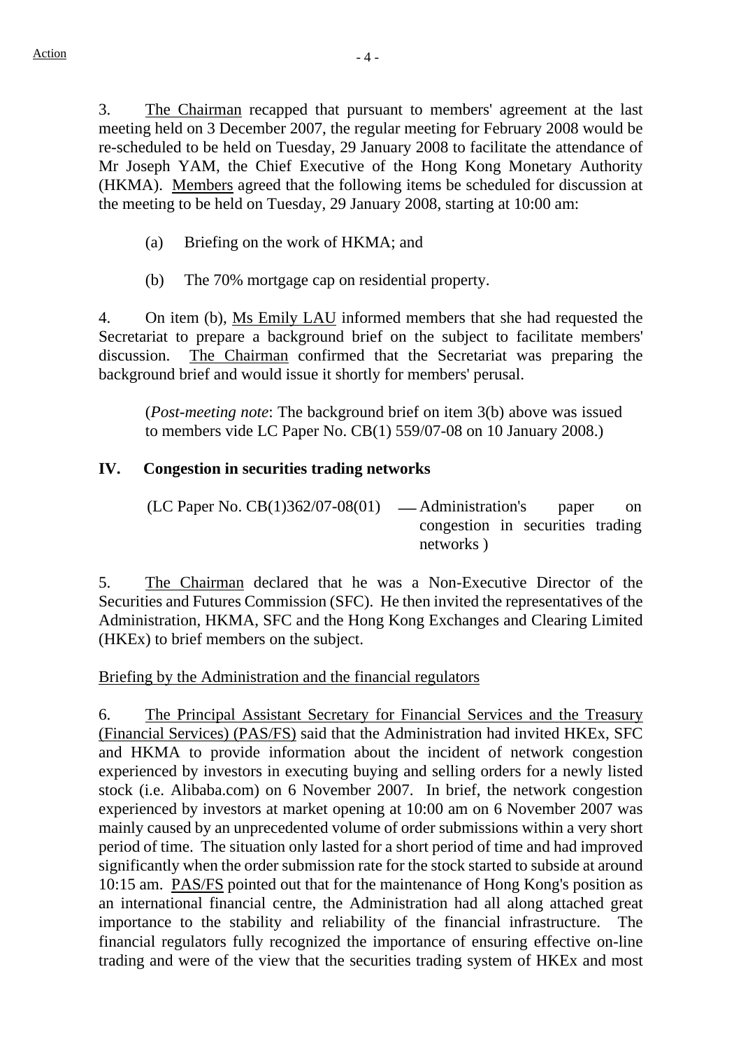3. The Chairman recapped that pursuant to members' agreement at the last meeting held on 3 December 2007, the regular meeting for February 2008 would be re-scheduled to be held on Tuesday, 29 January 2008 to facilitate the attendance of Mr Joseph YAM, the Chief Executive of the Hong Kong Monetary Authority (HKMA). Members agreed that the following items be scheduled for discussion at the meeting to be held on Tuesday, 29 January 2008, starting at 10:00 am:

(a) Briefing on the work of HKMA; and

(b) The 70% mortgage cap on residential property.

4. On item (b), Ms Emily LAU informed members that she had requested the Secretariat to prepare a background brief on the subject to facilitate members' discussion. The Chairman confirmed that the Secretariat was preparing the background brief and would issue it shortly for members' perusal.

(*Post-meeting note*: The background brief on item 3(b) above was issued to members vide LC Paper No. CB(1) 559/07-08 on 10 January 2008.)

## IV. Congestion in securities trading networks

(LC Paper No. CB(1)362/07-08(01) — Administration's paper on congestion in securities trading networks )

5. The Chairman declared that he was a Non-Executive Director of the Securities and Futures Commission (SFC). He then invited the representatives of the Administration, HKMA, SFC and the Hong Kong Exchanges and Clearing Limited (HKEx) to brief members on the subject.

Briefing by the Administration and the financial regulators

6. The Principal Assistant Secretary for Financial Services and the Treasury (Financial Services) (PAS/FS) said that the Administration had invited HKEx, SFC and HKMA to provide information about the incident of network congestion experienced by investors in executing buying and selling orders for a newly listed stock (i.e. Alibaba.com) on 6 November 2007. In brief, the network congestion experienced by investors at market opening at 10:00 am on 6 November 2007 was mainly caused by an unprecedented volume of order submissions within a very short period of time. The situation only lasted for a short period of time and had improved significantly when the order submission rate for the stock started to subside at around 10:15 am. PAS/FS pointed out that for the maintenance of Hong Kong's position as an international financial centre, the Administration had all along attached great importance to the stability and reliability of the financial infrastructure. The financial regulators fully recognized the importance of ensuring effective on-line trading and were of the view that the securities trading system of HKEx and most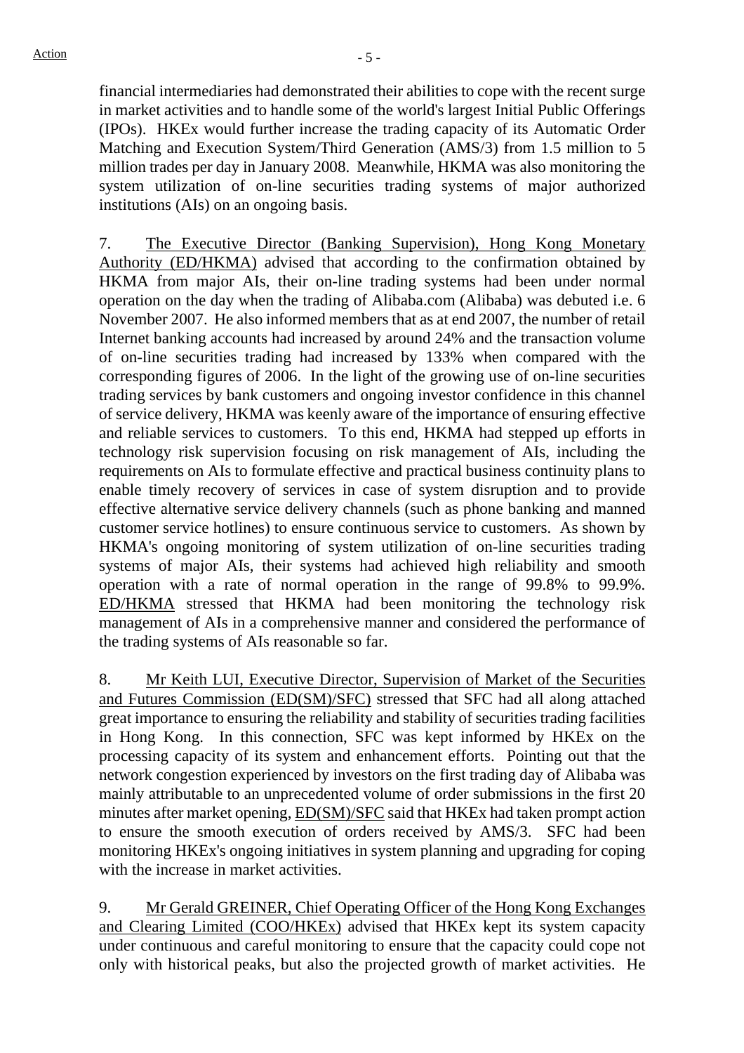financial intermediaries had demonstrated their abilities to cope with the recent surge in market activities and to handle some of the world's largest Initial Public Offerings (IPOs). HKEx would further increase the trading capacity of its Automatic Order Matching and Execution System/Third Generation (AMS/3) from 1.5 million to 5 million trades per day in January 2008. Meanwhile, HKMA was also monitoring the system utilization of on-line securities trading systems of major authorized institutions (AIs) on an ongoing basis.

7. The Executive Director (Banking Supervision), Hong Kong Monetary Authority (ED/HKMA) advised that according to the confirmation obtained by HKMA from major AIs, their on-line trading systems had been under normal operation on the day when the trading of Alibaba.com (Alibaba) was debuted i.e. 6 November 2007. He also informed members that as at end 2007, the number of retail Internet banking accounts had increased by around 24% and the transaction volume of on-line securities trading had increased by 133% when compared with the corresponding figures of 2006. In the light of the growing use of on-line securities trading services by bank customers and ongoing investor confidence in this channel of service delivery, HKMA was keenly aware of the importance of ensuring effective and reliable services to customers. To this end, HKMA had stepped up efforts in technology risk supervision focusing on risk management of AIs, including the requirements on AIs to formulate effective and practical business continuity plans to enable timely recovery of services in case of system disruption and to provide effective alternative service delivery channels (such as phone banking and manned customer service hotlines) to ensure continuous service to customers. As shown by HKMA's ongoing monitoring of system utilization of on-line securities trading systems of major AIs, their systems had achieved high reliability and smooth operation with a rate of normal operation in the range of 99.8% to 99.9%. ED/HKMA stressed that HKMA had been monitoring the technology risk management of AIs in a comprehensive manner and considered the performance of the trading systems of AIs reasonable so far.

8. Mr Keith LUI, Executive Director, Supervision of Market of the Securities and Futures Commission (ED(SM)/SFC) stressed that SFC had all along attached great importance to ensuring the reliability and stability of securities trading facilities in Hong Kong. In this connection, SFC was kept informed by HKEx on the processing capacity of its system and enhancement efforts. Pointing out that the network congestion experienced by investors on the first trading day of Alibaba was mainly attributable to an unprecedented volume of order submissions in the first 20 minutes after market opening, ED(SM)/SFC said that HKEx had taken prompt action to ensure the smooth execution of orders received by AMS/3. SFC had been monitoring HKEx's ongoing initiatives in system planning and upgrading for coping with the increase in market activities.

9. Mr Gerald GREINER, Chief Operating Officer of the Hong Kong Exchanges and Clearing Limited (COO/HKEx) advised that HKEx kept its system capacity under continuous and careful monitoring to ensure that the capacity could cope not only with historical peaks, but also the projected growth of market activities. He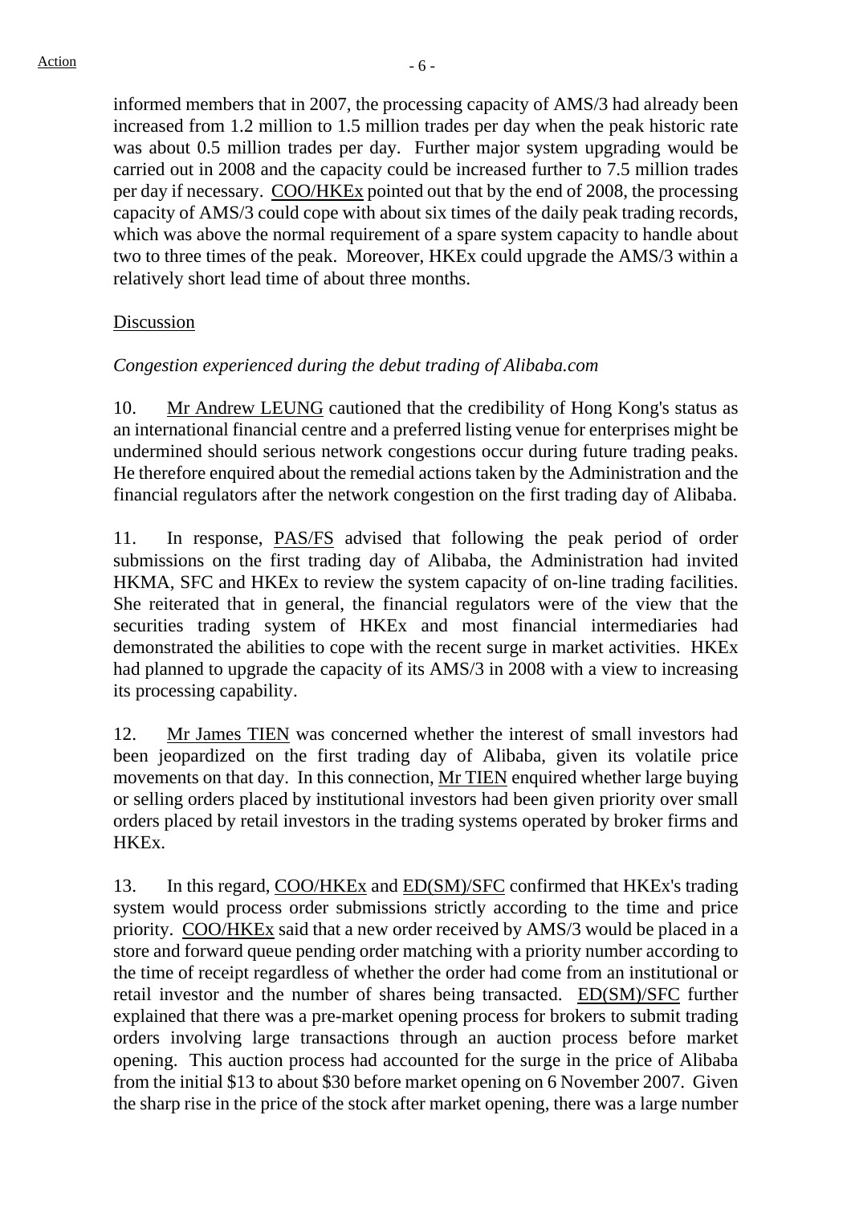informed members that in 2007, the processing capacity of AMS/3 had already been increased from 1.2 million to 1.5 million trades per day when the peak historic rate was about 0.5 million trades per day. Further major system upgrading would be carried out in 2008 and the capacity could be increased further to 7.5 million trades per day if necessary. COO/HKEx pointed out that by the end of 2008, the processing capacity of AMS/3 could cope with about six times of the daily peak trading records, which was above the normal requirement of a spare system capacity to handle about two to three times of the peak. Moreover, HKEx could upgrade the AMS/3 within a relatively short lead time of about three months.

Discussion

*Congestion experienced during the debut trading of Alibaba.com*

10. Mr Andrew LEUNG cautioned that the credibility of Hong Kong's status as an international financial centre and a preferred listing venue for enterprises might be undermined should serious network congestions occur during future trading peaks. He therefore enquired about the remedial actions taken by the Administration and the financial regulators after the network congestion on the first trading day of Alibaba.

11. In response, PAS/FS advised that following the peak period of order submissions on the first trading day of Alibaba, the Administration had invited HKMA, SFC and HKEx to review the system capacity of on-line trading facilities. She reiterated that in general, the financial regulators were of the view that the securities trading system of HKEx and most financial intermediaries had demonstrated the abilities to cope with the recent surge in market activities. HKEx had planned to upgrade the capacity of its AMS/3 in 2008 with a view to increasing its processing capability.

12. Mr James TIEN was concerned whether the interest of small investors had been jeopardized on the first trading day of Alibaba, given its volatile price movements on that day. In this connection, Mr TIEN enquired whether large buying or selling orders placed by institutional investors had been given priority over small orders placed by retail investors in the trading systems operated by broker firms and HKEx.

13. In this regard, COO/HKEx and ED(SM)/SFC confirmed that HKEx's trading system would process order submissions strictly according to the time and price priority. COO/HKEx said that a new order received by AMS/3 would be placed in a store and forward queue pending order matching with a priority number according to the time of receipt regardless of whether the order had come from an institutional or retail investor and the number of shares being transacted. ED(SM)/SFC further explained that there was a pre-market opening process for brokers to submit trading orders involving large transactions through an auction process before market opening. This auction process had accounted for the surge in the price of Alibaba from the initial $13 to about $30 before market opening on 6 November 2007. Given the sharp rise in the price of the stock after market opening, there was a large number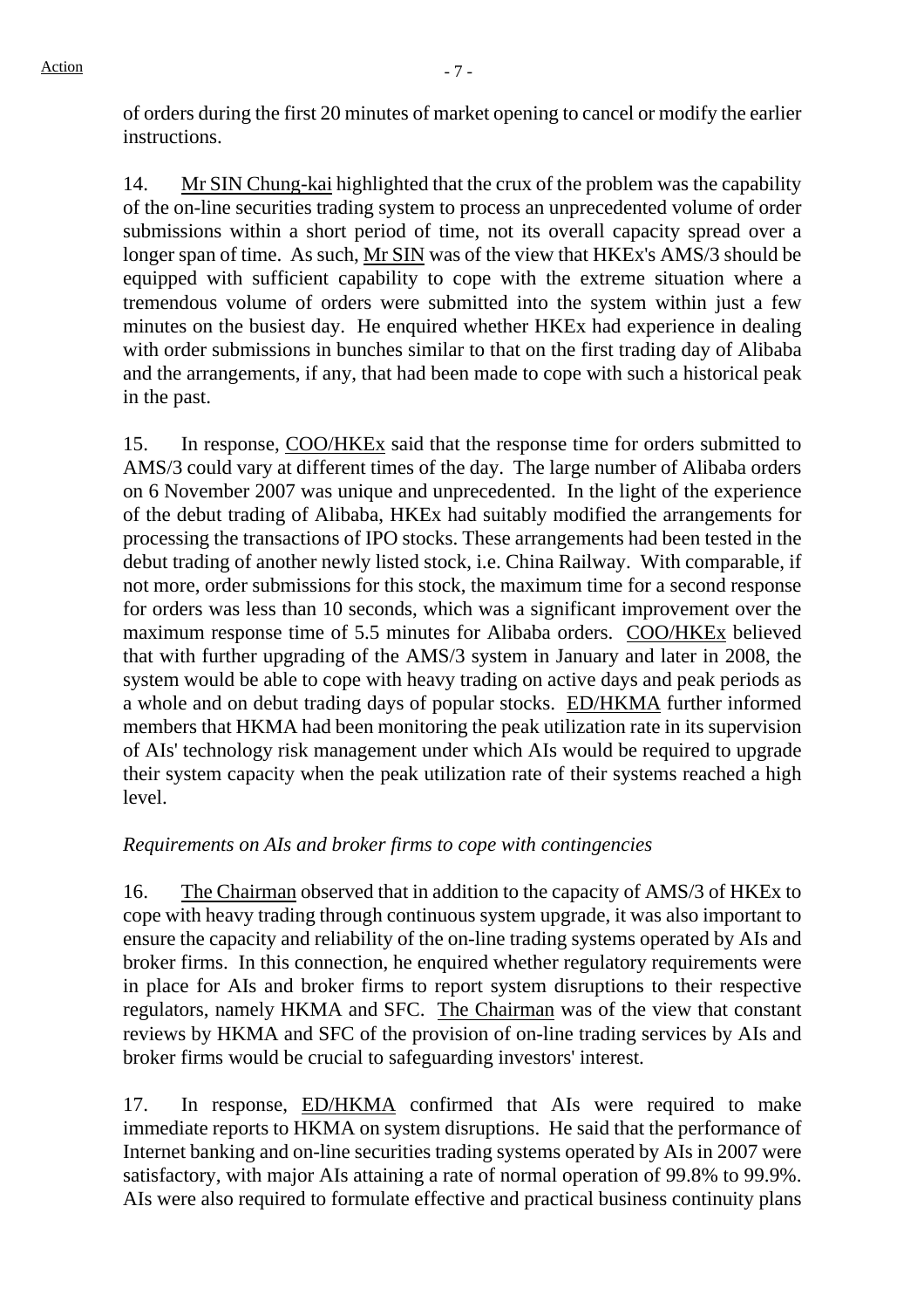of orders during the first 20 minutes of market opening to cancel or modify the earlier instructions.

14. Mr SIN Chung-kai highlighted that the crux of the problem was the capability of the on-line securities trading system to process an unprecedented volume of order submissions within a short period of time, not its overall capacity spread over a longer span of time. As such, Mr SIN was of the view that HKEx's AMS/3 should be equipped with sufficient capability to cope with the extreme situation where a tremendous volume of orders were submitted into the system within just a few minutes on the busiest day. He enquired whether HKEx had experience in dealing with order submissions in bunches similar to that on the first trading day of Alibaba and the arrangements, if any, that had been made to cope with such a historical peak in the past.

15. In response, COO/HKEx said that the response time for orders submitted to AMS/3 could vary at different times of the day. The large number of Alibaba orders on 6 November 2007 was unique and unprecedented. In the light of the experience of the debut trading of Alibaba, HKEx had suitably modified the arrangements for processing the transactions of IPO stocks. These arrangements had been tested in the debut trading of another newly listed stock, i.e. China Railway. With comparable, if not more, order submissions for this stock, the maximum time for a second response for orders was less than 10 seconds, which was a significant improvement over the maximum response time of 5.5 minutes for Alibaba orders. COO/HKEx believed that with further upgrading of the AMS/3 system in January and later in 2008, the system would be able to cope with heavy trading on active days and peak periods as a whole and on debut trading days of popular stocks. ED/HKMA further informed members that HKMA had been monitoring the peak utilization rate in its supervision of AIs' technology risk management under which AIs would be required to upgrade their system capacity when the peak utilization rate of their systems reached a high level.

*Requirements on AIs and broker firms to cope with contingencies*

16. The Chairman observed that in addition to the capacity of AMS/3 of HKEx to cope with heavy trading through continuous system upgrade, it was also important to ensure the capacity and reliability of the on-line trading systems operated by AIs and broker firms. In this connection, he enquired whether regulatory requirements were in place for AIs and broker firms to report system disruptions to their respective regulators, namely HKMA and SFC. The Chairman was of the view that constant reviews by HKMA and SFC of the provision of on-line trading services by AIs and broker firms would be crucial to safeguarding investors' interest.

17. In response, ED/HKMA confirmed that AIs were required to make immediate reports to HKMA on system disruptions. He said that the performance of Internet banking and on-line securities trading systems operated by AIs in 2007 were satisfactory, with major AIs attaining a rate of normal operation of 99.8% to 99.9%. AIs were also required to formulate effective and practical business continuity plans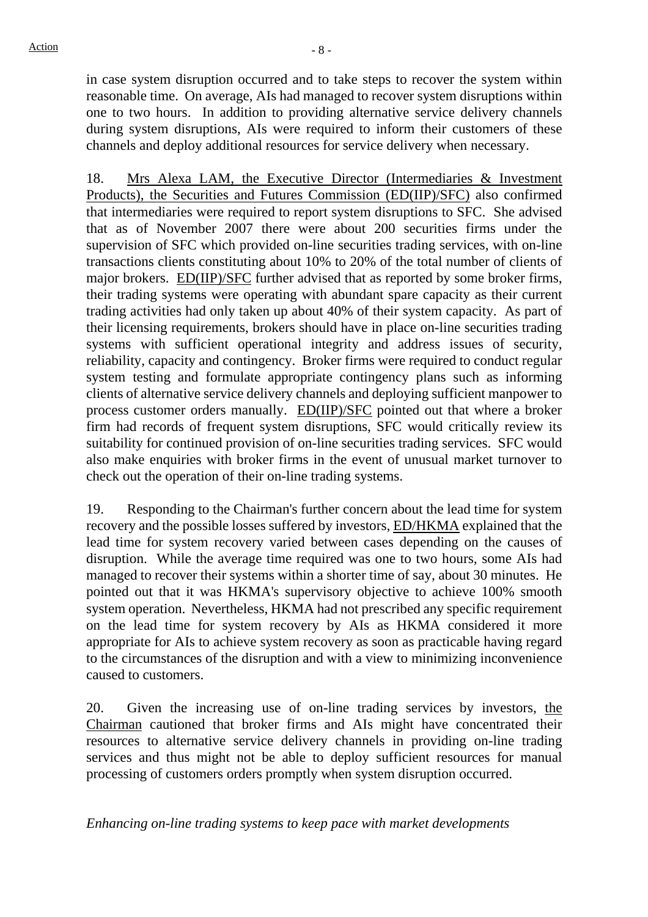in case system disruption occurred and to take steps to recover the system within reasonable time. On average, AIs had managed to recover system disruptions within one to two hours. In addition to providing alternative service delivery channels during system disruptions, AIs were required to inform their customers of these channels and deploy additional resources for service delivery when necessary.

18. Mrs Alexa LAM, the Executive Director (Intermediaries & Investment Products), the Securities and Futures Commission (ED(IIP)/SFC) also confirmed that intermediaries were required to report system disruptions to SFC. She advised that as of November 2007 there were about 200 securities firms under the supervision of SFC which provided on-line securities trading services, with on-line transactions clients constituting about 10% to 20% of the total number of clients of major brokers. ED(IIP)/SFC further advised that as reported by some broker firms, their trading systems were operating with abundant spare capacity as their current trading activities had only taken up about 40% of their system capacity. As part of their licensing requirements, brokers should have in place on-line securities trading systems with sufficient operational integrity and address issues of security, reliability, capacity and contingency. Broker firms were required to conduct regular system testing and formulate appropriate contingency plans such as informing clients of alternative service delivery channels and deploying sufficient manpower to process customer orders manually. ED(IIP)/SFC pointed out that where a broker firm had records of frequent system disruptions, SFC would critically review its suitability for continued provision of on-line securities trading services. SFC would also make enquiries with broker firms in the event of unusual market turnover to check out the operation of their on-line trading systems.

19. Responding to the Chairman's further concern about the lead time for system recovery and the possible losses suffered by investors, ED/HKMA explained that the lead time for system recovery varied between cases depending on the causes of disruption. While the average time required was one to two hours, some AIs had managed to recover their systems within a shorter time of say, about 30 minutes. He pointed out that it was HKMA's supervisory objective to achieve 100% smooth system operation. Nevertheless, HKMA had not prescribed any specific requirement on the lead time for system recovery by AIs as HKMA considered it more appropriate for AIs to achieve system recovery as soon as practicable having regard to the circumstances of the disruption and with a view to minimizing inconvenience caused to customers.

20. Given the increasing use of on-line trading services by investors, the Chairman cautioned that broker firms and AIs might have concentrated their resources to alternative service delivery channels in providing on-line trading services and thus might not be able to deploy sufficient resources for manual processing of customers orders promptly when system disruption occurred.

*Enhancing on-line trading systems to keep pace with market developments*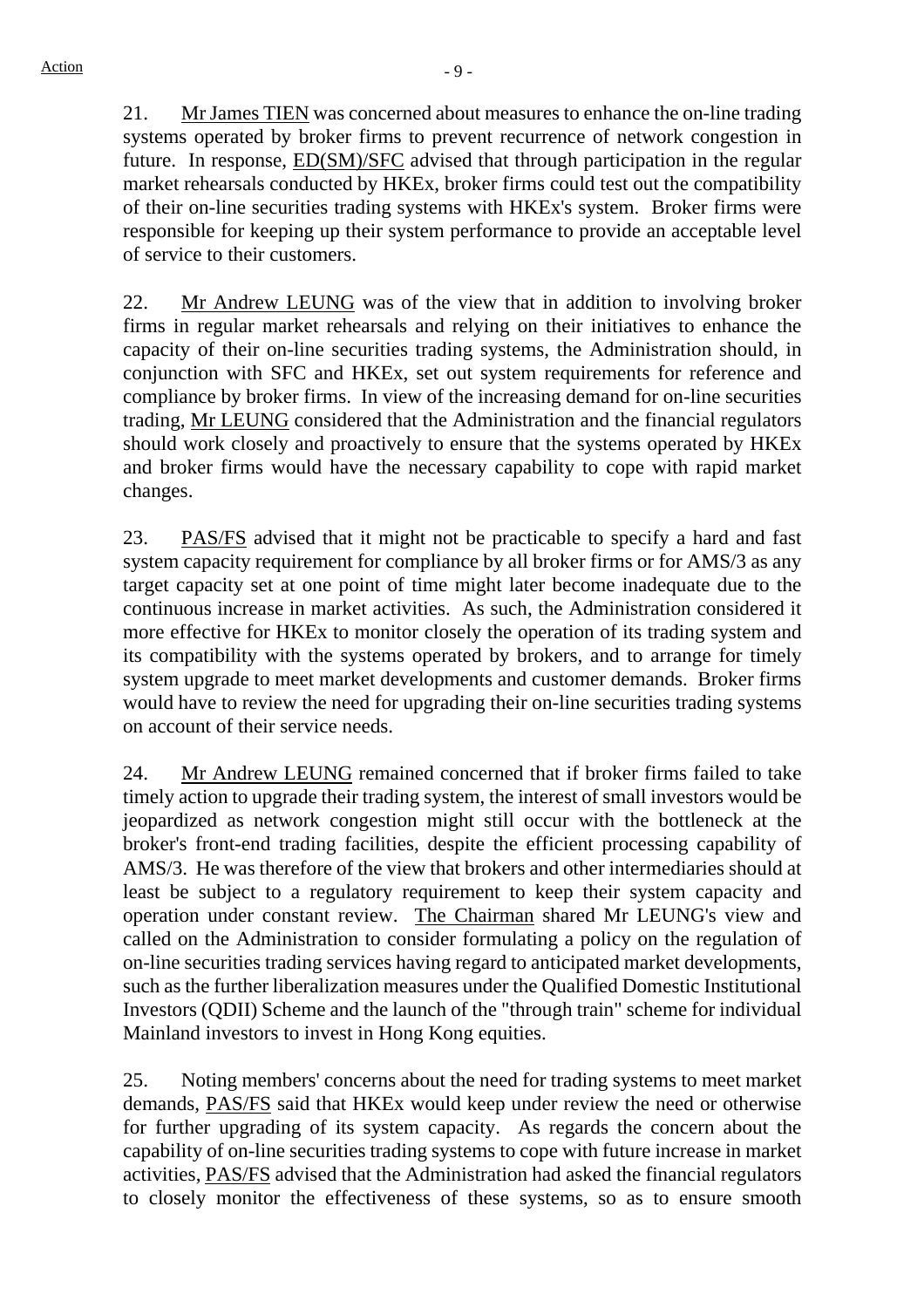21. Mr James TIEN was concerned about measures to enhance the on-line trading systems operated by broker firms to prevent recurrence of network congestion in future. In response, ED(SM)/SFC advised that through participation in the regular market rehearsals conducted by HKEx, broker firms could test out the compatibility of their on-line securities trading systems with HKEx's system. Broker firms were responsible for keeping up their system performance to provide an acceptable level of service to their customers.

22. Mr Andrew LEUNG was of the view that in addition to involving broker firms in regular market rehearsals and relying on their initiatives to enhance the capacity of their on-line securities trading systems, the Administration should, in conjunction with SFC and HKEx, set out system requirements for reference and compliance by broker firms. In view of the increasing demand for on-line securities trading, Mr LEUNG considered that the Administration and the financial regulators should work closely and proactively to ensure that the systems operated by HKEx and broker firms would have the necessary capability to cope with rapid market changes.

23. PAS/FS advised that it might not be practicable to specify a hard and fast system capacity requirement for compliance by all broker firms or for AMS/3 as any target capacity set at one point of time might later become inadequate due to the continuous increase in market activities. As such, the Administration considered it more effective for HKEx to monitor closely the operation of its trading system and its compatibility with the systems operated by brokers, and to arrange for timely system upgrade to meet market developments and customer demands. Broker firms would have to review the need for upgrading their on-line securities trading systems on account of their service needs.

24. Mr Andrew LEUNG remained concerned that if broker firms failed to take timely action to upgrade their trading system, the interest of small investors would be jeopardized as network congestion might still occur with the bottleneck at the broker's front-end trading facilities, despite the efficient processing capability of AMS/3. He was therefore of the view that brokers and other intermediaries should at least be subject to a regulatory requirement to keep their system capacity and operation under constant review. The Chairman shared Mr LEUNG's view and called on the Administration to consider formulating a policy on the regulation of on-line securities trading services having regard to anticipated market developments, such as the further liberalization measures under the Qualified Domestic Institutional Investors (QDII) Scheme and the launch of the "through train" scheme for individual Mainland investors to invest in Hong Kong equities.

25. Noting members' concerns about the need for trading systems to meet market demands, PAS/FS said that HKEx would keep under review the need or otherwise for further upgrading of its system capacity. As regards the concern about the capability of on-line securities trading systems to cope with future increase in market activities, PAS/FS advised that the Administration had asked the financial regulators to closely monitor the effectiveness of these systems, so as to ensure smooth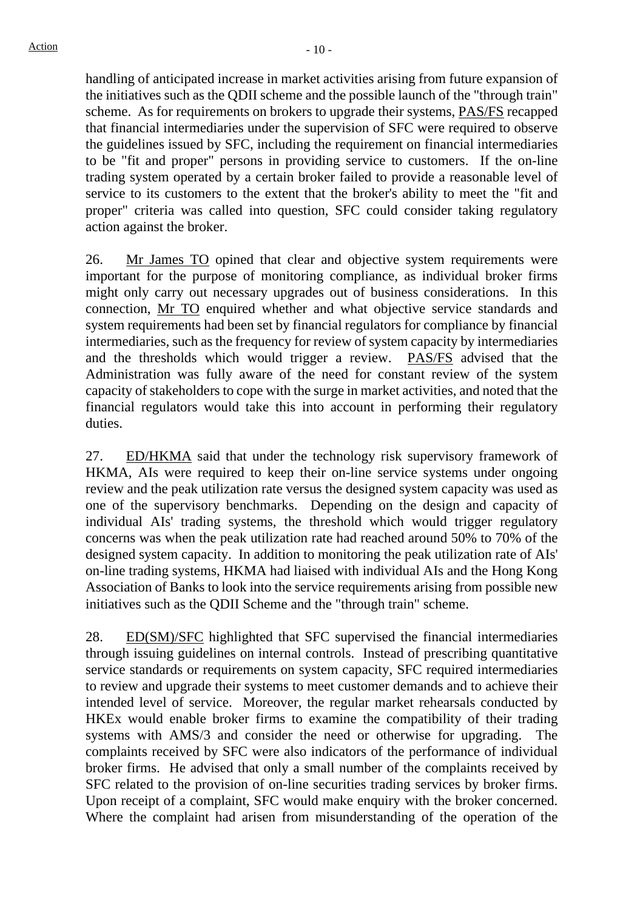handling of anticipated increase in market activities arising from future expansion of the initiatives such as the QDII scheme and the possible launch of the "through train" scheme. As for requirements on brokers to upgrade their systems, PAS/FS recapped that financial intermediaries under the supervision of SFC were required to observe the guidelines issued by SFC, including the requirement on financial intermediaries to be "fit and proper" persons in providing service to customers. If the on-line trading system operated by a certain broker failed to provide a reasonable level of service to its customers to the extent that the broker's ability to meet the "fit and proper" criteria was called into question, SFC could consider taking regulatory action against the broker.

26. Mr James TO opined that clear and objective system requirements were important for the purpose of monitoring compliance, as individual broker firms might only carry out necessary upgrades out of business considerations. In this connection, Mr TO enquired whether and what objective service standards and system requirements had been set by financial regulators for compliance by financial intermediaries, such as the frequency for review of system capacity by intermediaries and the thresholds which would trigger a review. PAS/FS advised that the Administration was fully aware of the need for constant review of the system capacity of stakeholders to cope with the surge in market activities, and noted that the financial regulators would take this into account in performing their regulatory duties.

27. ED/HKMA said that under the technology risk supervisory framework of HKMA, AIs were required to keep their on-line service systems under ongoing review and the peak utilization rate versus the designed system capacity was used as one of the supervisory benchmarks. Depending on the design and capacity of individual AIs' trading systems, the threshold which would trigger regulatory concerns was when the peak utilization rate had reached around 50% to 70% of the designed system capacity. In addition to monitoring the peak utilization rate of AIs' on-line trading systems, HKMA had liaised with individual AIs and the Hong Kong Association of Banks to look into the service requirements arising from possible new initiatives such as the QDII Scheme and the "through train" scheme.

28. ED(SM)/SFC highlighted that SFC supervised the financial intermediaries through issuing guidelines on internal controls. Instead of prescribing quantitative service standards or requirements on system capacity, SFC required intermediaries to review and upgrade their systems to meet customer demands and to achieve their intended level of service. Moreover, the regular market rehearsals conducted by HKEx would enable broker firms to examine the compatibility of their trading systems with AMS/3 and consider the need or otherwise for upgrading. The complaints received by SFC were also indicators of the performance of individual broker firms. He advised that only a small number of the complaints received by SFC related to the provision of on-line securities trading services by broker firms. Upon receipt of a complaint, SFC would make enquiry with the broker concerned. Where the complaint had arisen from misunderstanding of the operation of the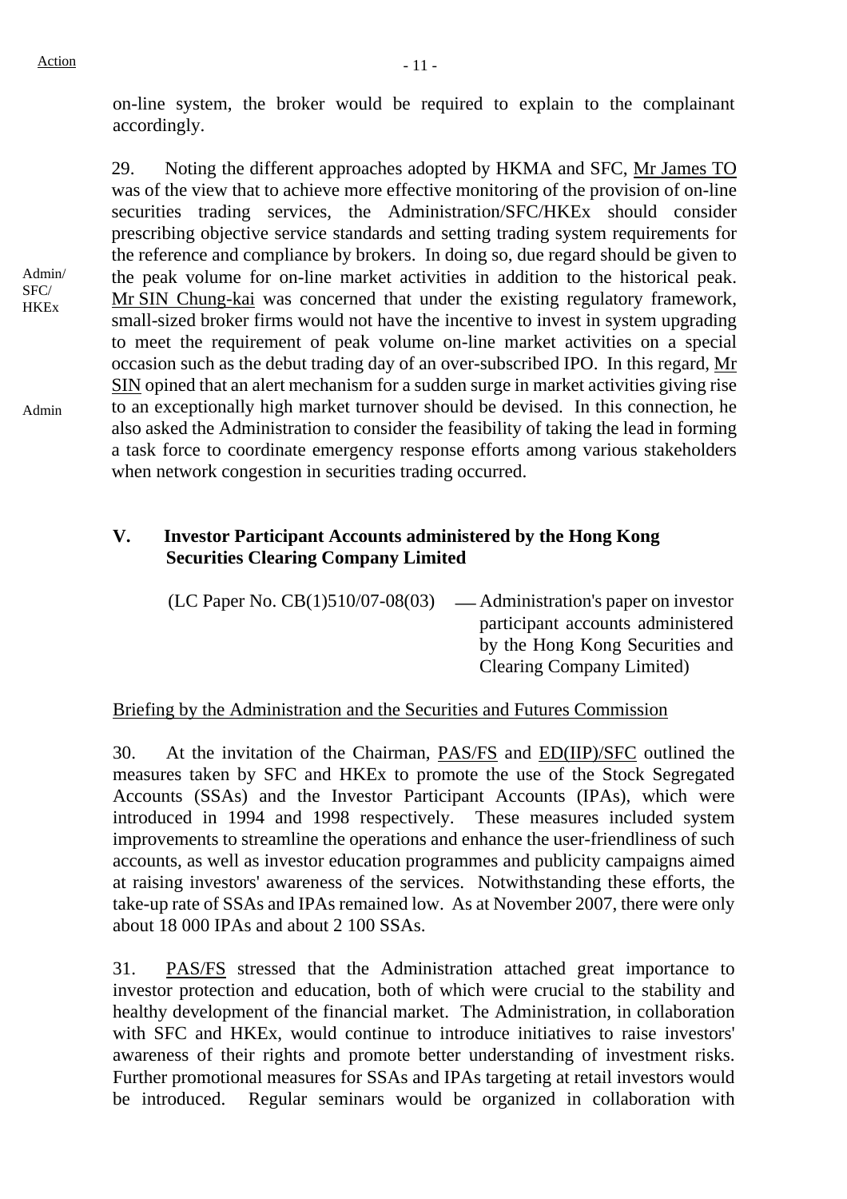on-line system, the broker would be required to explain to the complainant accordingly.

29. Noting the different approaches adopted by HKMA and SFC, Mr James TO was of the view that to achieve more effective monitoring of the provision of on-line securities trading services, the Administration/SFC/HKEx should consider prescribing objective service standards and setting trading system requirements for the reference and compliance by brokers. In doing so, due regard should be given to the peak volume for on-line market activities in addition to the historical peak. Mr SIN Chung-kai was concerned that under the existing regulatory framework, small-sized broker firms would not have the incentive to invest in system upgrading to meet the requirement of peak volume on-line market activities on a special occasion such as the debut trading day of an over-subscribed IPO. In this regard, Mr SIN opined that an alert mechanism for a sudden surge in market activities giving rise to an exceptionally high market turnover should be devised. In this connection, he also asked the Administration to consider the feasibility of taking the lead in forming a task force to coordinate emergency response efforts among various stakeholders when network congestion in securities trading occurred.

Action: Admin/SFC/HKEx; Admin

## V. Investor Participant Accounts administered by the Hong Kong Securities Clearing Company Limited

(LC Paper No. CB(1)510/07-08(03) — Administration's paper on investor participant accounts administered by the Hong Kong Securities and Clearing Company Limited)

Briefing by the Administration and the Securities and Futures Commission

30. At the invitation of the Chairman, PAS/FS and ED(IIP)/SFC outlined the measures taken by SFC and HKEx to promote the use of the Stock Segregated Accounts (SSAs) and the Investor Participant Accounts (IPAs), which were introduced in 1994 and 1998 respectively. These measures included system improvements to streamline the operations and enhance the user-friendliness of such accounts, as well as investor education programmes and publicity campaigns aimed at raising investors' awareness of the services. Notwithstanding these efforts, the take-up rate of SSAs and IPAs remained low. As at November 2007, there were only about 18 000 IPAs and about 2 100 SSAs.

31. PAS/FS stressed that the Administration attached great importance to investor protection and education, both of which were crucial to the stability and healthy development of the financial market. The Administration, in collaboration with SFC and HKEx, would continue to introduce initiatives to raise investors' awareness of their rights and promote better understanding of investment risks. Further promotional measures for SSAs and IPAs targeting at retail investors would be introduced. Regular seminars would be organized in collaboration with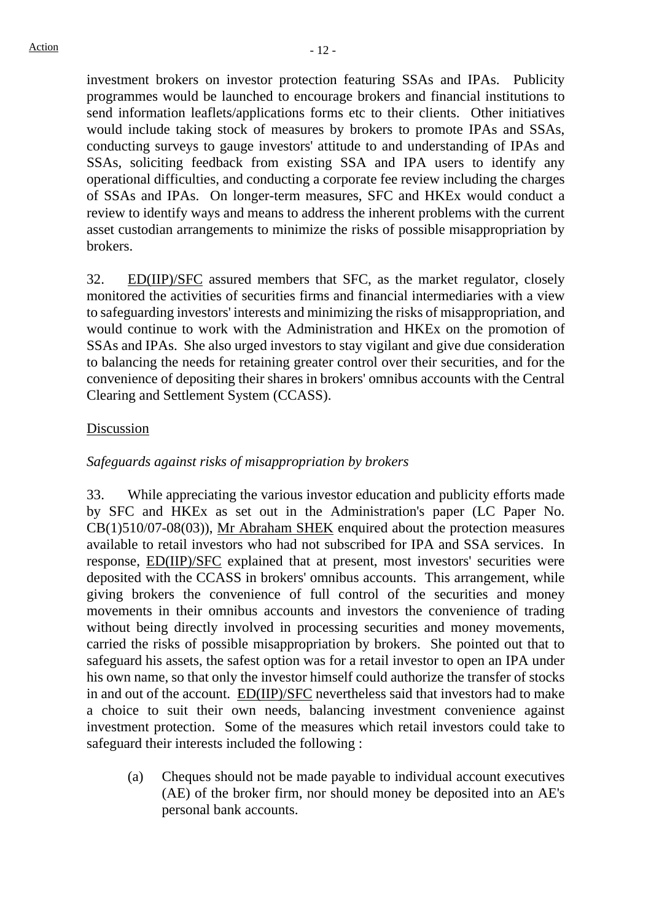investment brokers on investor protection featuring SSAs and IPAs. Publicity programmes would be launched to encourage brokers and financial institutions to send information leaflets/applications forms etc to their clients. Other initiatives would include taking stock of measures by brokers to promote IPAs and SSAs, conducting surveys to gauge investors' attitude to and understanding of IPAs and SSAs, soliciting feedback from existing SSA and IPA users to identify any operational difficulties, and conducting a corporate fee review including the charges of SSAs and IPAs. On longer-term measures, SFC and HKEx would conduct a review to identify ways and means to address the inherent problems with the current asset custodian arrangements to minimize the risks of possible misappropriation by brokers.

32. ED(IIP)/SFC assured members that SFC, as the market regulator, closely monitored the activities of securities firms and financial intermediaries with a view to safeguarding investors' interests and minimizing the risks of misappropriation, and would continue to work with the Administration and HKEx on the promotion of SSAs and IPAs. She also urged investors to stay vigilant and give due consideration to balancing the needs for retaining greater control over their securities, and for the convenience of depositing their shares in brokers' omnibus accounts with the Central Clearing and Settlement System (CCASS).

Discussion

*Safeguards against risks of misappropriation by brokers*

33. While appreciating the various investor education and publicity efforts made by SFC and HKEx as set out in the Administration's paper (LC Paper No. CB(1)510/07-08(03)), Mr Abraham SHEK enquired about the protection measures available to retail investors who had not subscribed for IPA and SSA services. In response, ED(IIP)/SFC explained that at present, most investors' securities were deposited with the CCASS in brokers' omnibus accounts. This arrangement, while giving brokers the convenience of full control of the securities and money movements in their omnibus accounts and investors the convenience of trading without being directly involved in processing securities and money movements, carried the risks of possible misappropriation by brokers. She pointed out that to safeguard his assets, the safest option was for a retail investor to open an IPA under his own name, so that only the investor himself could authorize the transfer of stocks in and out of the account. ED(IIP)/SFC nevertheless said that investors had to make a choice to suit their own needs, balancing investment convenience against investment protection. Some of the measures which retail investors could take to safeguard their interests included the following :

(a) Cheques should not be made payable to individual account executives (AE) of the broker firm, nor should money be deposited into an AE's personal bank accounts.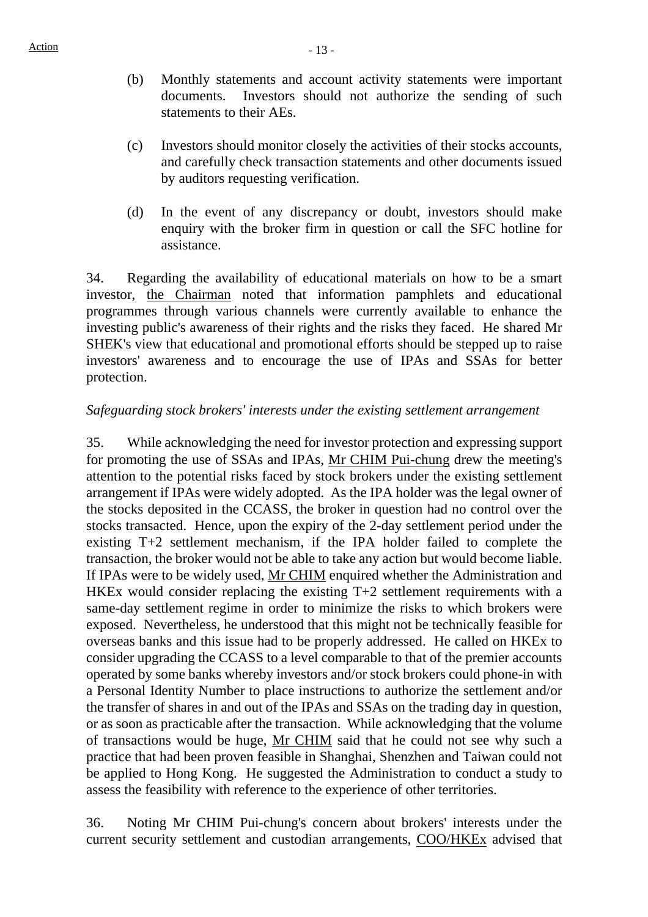(b) Monthly statements and account activity statements were important documents. Investors should not authorize the sending of such statements to their AEs.

(c) Investors should monitor closely the activities of their stocks accounts, and carefully check transaction statements and other documents issued by auditors requesting verification.

(d) In the event of any discrepancy or doubt, investors should make enquiry with the broker firm in question or call the SFC hotline for assistance.

34. Regarding the availability of educational materials on how to be a smart investor, the Chairman noted that information pamphlets and educational programmes through various channels were currently available to enhance the investing public's awareness of their rights and the risks they faced. He shared Mr SHEK's view that educational and promotional efforts should be stepped up to raise investors' awareness and to encourage the use of IPAs and SSAs for better protection.

*Safeguarding stock brokers' interests under the existing settlement arrangement*

35. While acknowledging the need for investor protection and expressing support for promoting the use of SSAs and IPAs, Mr CHIM Pui-chung drew the meeting's attention to the potential risks faced by stock brokers under the existing settlement arrangement if IPAs were widely adopted. As the IPA holder was the legal owner of the stocks deposited in the CCASS, the broker in question had no control over the stocks transacted. Hence, upon the expiry of the 2-day settlement period under the existing T+2 settlement mechanism, if the IPA holder failed to complete the transaction, the broker would not be able to take any action but would become liable. If IPAs were to be widely used, Mr CHIM enquired whether the Administration and HKEx would consider replacing the existing T+2 settlement requirements with a same-day settlement regime in order to minimize the risks to which brokers were exposed. Nevertheless, he understood that this might not be technically feasible for overseas banks and this issue had to be properly addressed. He called on HKEx to consider upgrading the CCASS to a level comparable to that of the premier accounts operated by some banks whereby investors and/or stock brokers could phone-in with a Personal Identity Number to place instructions to authorize the settlement and/or the transfer of shares in and out of the IPAs and SSAs on the trading day in question, or as soon as practicable after the transaction. While acknowledging that the volume of transactions would be huge, Mr CHIM said that he could not see why such a practice that had been proven feasible in Shanghai, Shenzhen and Taiwan could not be applied to Hong Kong. He suggested the Administration to conduct a study to assess the feasibility with reference to the experience of other territories.

36. Noting Mr CHIM Pui-chung's concern about brokers' interests under the current security settlement and custodian arrangements, COO/HKEx advised that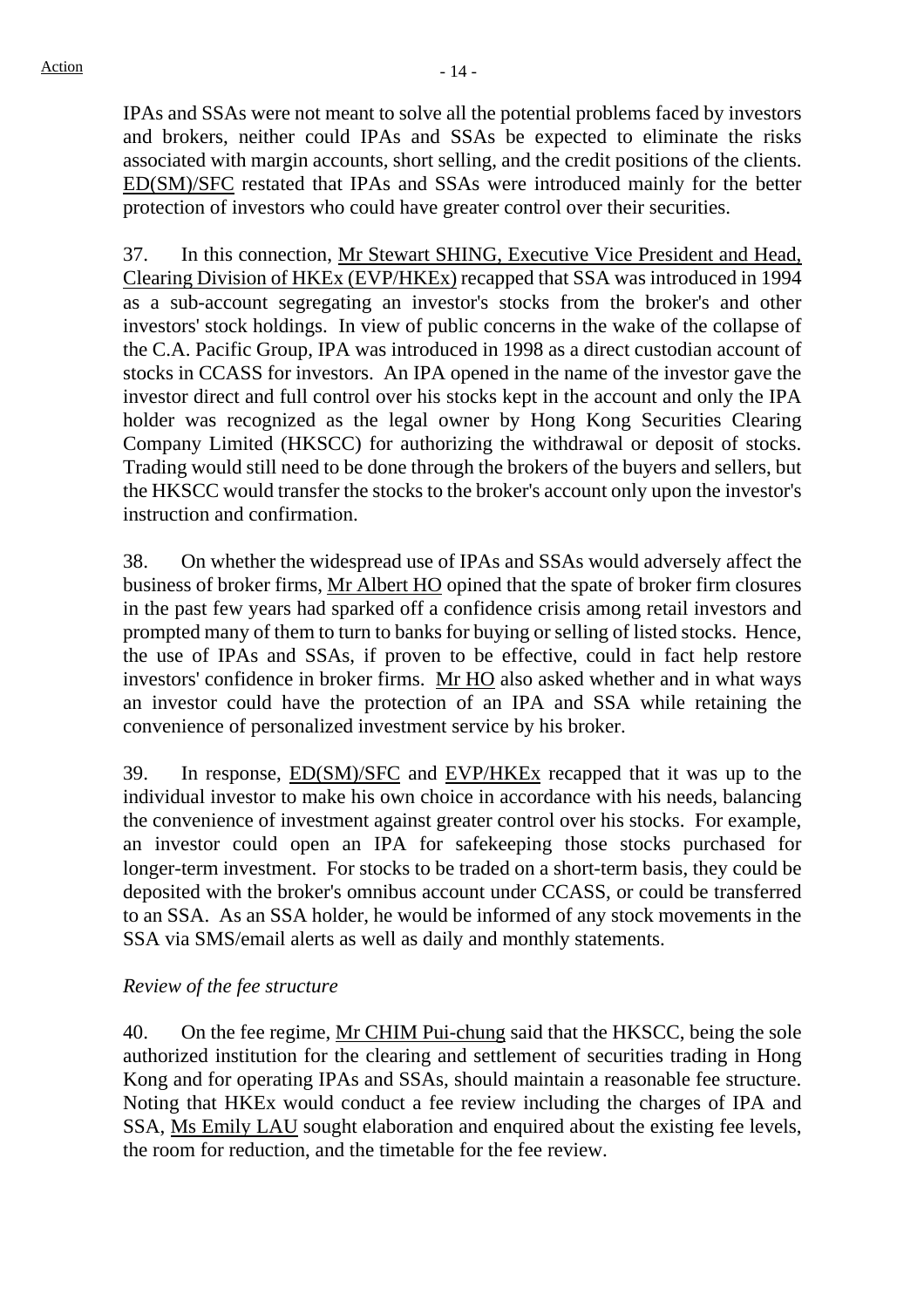IPAs and SSAs were not meant to solve all the potential problems faced by investors and brokers, neither could IPAs and SSAs be expected to eliminate the risks associated with margin accounts, short selling, and the credit positions of the clients. ED(SM)/SFC restated that IPAs and SSAs were introduced mainly for the better protection of investors who could have greater control over their securities.

37. In this connection, Mr Stewart SHING, Executive Vice President and Head, Clearing Division of HKEx (EVP/HKEx) recapped that SSA was introduced in 1994 as a sub-account segregating an investor's stocks from the broker's and other investors' stock holdings. In view of public concerns in the wake of the collapse of the C.A. Pacific Group, IPA was introduced in 1998 as a direct custodian account of stocks in CCASS for investors. An IPA opened in the name of the investor gave the investor direct and full control over his stocks kept in the account and only the IPA holder was recognized as the legal owner by Hong Kong Securities Clearing Company Limited (HKSCC) for authorizing the withdrawal or deposit of stocks. Trading would still need to be done through the brokers of the buyers and sellers, but the HKSCC would transfer the stocks to the broker's account only upon the investor's instruction and confirmation.

38. On whether the widespread use of IPAs and SSAs would adversely affect the business of broker firms, Mr Albert HO opined that the spate of broker firm closures in the past few years had sparked off a confidence crisis among retail investors and prompted many of them to turn to banks for buying or selling of listed stocks. Hence, the use of IPAs and SSAs, if proven to be effective, could in fact help restore investors' confidence in broker firms. Mr HO also asked whether and in what ways an investor could have the protection of an IPA and SSA while retaining the convenience of personalized investment service by his broker.

39. In response, ED(SM)/SFC and EVP/HKEx recapped that it was up to the individual investor to make his own choice in accordance with his needs, balancing the convenience of investment against greater control over his stocks. For example, an investor could open an IPA for safekeeping those stocks purchased for longer-term investment. For stocks to be traded on a short-term basis, they could be deposited with the broker's omnibus account under CCASS, or could be transferred to an SSA. As an SSA holder, he would be informed of any stock movements in the SSA via SMS/email alerts as well as daily and monthly statements.

*Review of the fee structure*

40. On the fee regime, Mr CHIM Pui-chung said that the HKSCC, being the sole authorized institution for the clearing and settlement of securities trading in Hong Kong and for operating IPAs and SSAs, should maintain a reasonable fee structure. Noting that HKEx would conduct a fee review including the charges of IPA and SSA, Ms Emily LAU sought elaboration and enquired about the existing fee levels, the room for reduction, and the timetable for the fee review.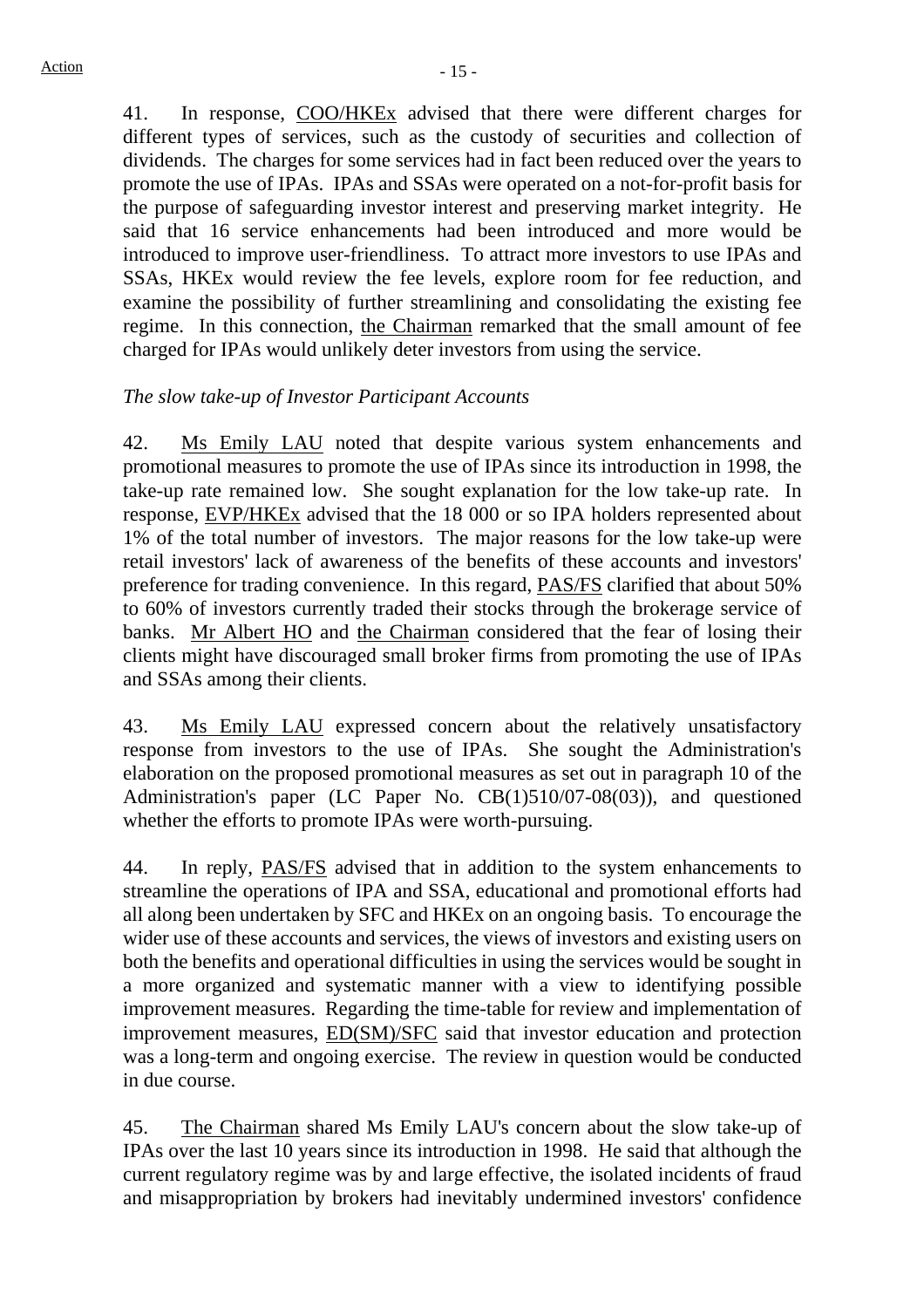41. In response, COO/HKEx advised that there were different charges for different types of services, such as the custody of securities and collection of dividends. The charges for some services had in fact been reduced over the years to promote the use of IPAs. IPAs and SSAs were operated on a not-for-profit basis for the purpose of safeguarding investor interest and preserving market integrity. He said that 16 service enhancements had been introduced and more would be introduced to improve user-friendliness. To attract more investors to use IPAs and SSAs, HKEx would review the fee levels, explore room for fee reduction, and examine the possibility of further streamlining and consolidating the existing fee regime. In this connection, the Chairman remarked that the small amount of fee charged for IPAs would unlikely deter investors from using the service.

*The slow take-up of Investor Participant Accounts*

42. Ms Emily LAU noted that despite various system enhancements and promotional measures to promote the use of IPAs since its introduction in 1998, the take-up rate remained low. She sought explanation for the low take-up rate. In response, EVP/HKEx advised that the 18 000 or so IPA holders represented about 1% of the total number of investors. The major reasons for the low take-up were retail investors' lack of awareness of the benefits of these accounts and investors' preference for trading convenience. In this regard, PAS/FS clarified that about 50% to 60% of investors currently traded their stocks through the brokerage service of banks. Mr Albert HO and the Chairman considered that the fear of losing their clients might have discouraged small broker firms from promoting the use of IPAs and SSAs among their clients.

43. Ms Emily LAU expressed concern about the relatively unsatisfactory response from investors to the use of IPAs. She sought the Administration's elaboration on the proposed promotional measures as set out in paragraph 10 of the Administration's paper (LC Paper No. CB(1)510/07-08(03)), and questioned whether the efforts to promote IPAs were worth-pursuing.

44. In reply, PAS/FS advised that in addition to the system enhancements to streamline the operations of IPA and SSA, educational and promotional efforts had all along been undertaken by SFC and HKEx on an ongoing basis. To encourage the wider use of these accounts and services, the views of investors and existing users on both the benefits and operational difficulties in using the services would be sought in a more organized and systematic manner with a view to identifying possible improvement measures. Regarding the time-table for review and implementation of improvement measures, ED(SM)/SFC said that investor education and protection was a long-term and ongoing exercise. The review in question would be conducted in due course.

45. The Chairman shared Ms Emily LAU's concern about the slow take-up of IPAs over the last 10 years since its introduction in 1998. He said that although the current regulatory regime was by and large effective, the isolated incidents of fraud and misappropriation by brokers had inevitably undermined investors' confidence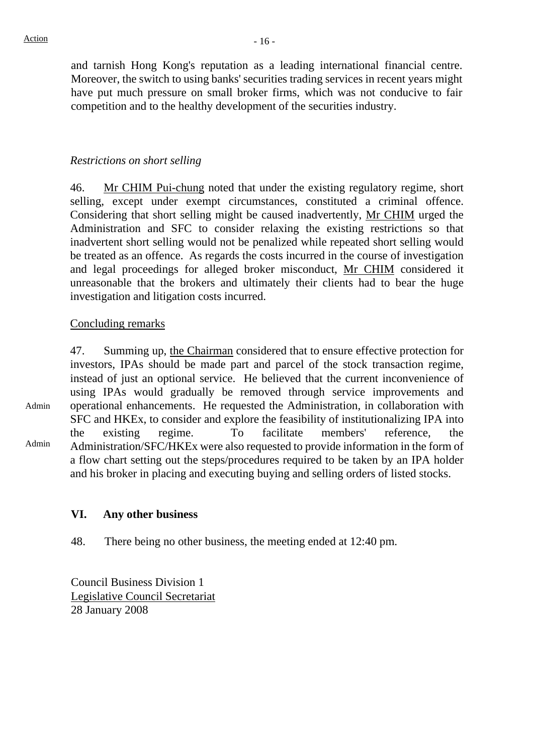and tarnish Hong Kong's reputation as a leading international financial centre. Moreover, the switch to using banks' securities trading services in recent years might have put much pressure on small broker firms, which was not conducive to fair competition and to the healthy development of the securities industry.

*Restrictions on short selling*

46. Mr CHIM Pui-chung noted that under the existing regulatory regime, short selling, except under exempt circumstances, constituted a criminal offence. Considering that short selling might be caused inadvertently, Mr CHIM urged the Administration and SFC to consider relaxing the existing restrictions so that inadvertent short selling would not be penalized while repeated short selling would be treated as an offence. As regards the costs incurred in the course of investigation and legal proceedings for alleged broker misconduct, Mr CHIM considered it unreasonable that the brokers and ultimately their clients had to bear the huge investigation and litigation costs incurred.

Concluding remarks

47. Summing up, the Chairman considered that to ensure effective protection for investors, IPAs should be made part and parcel of the stock transaction regime, instead of just an optional service. He believed that the current inconvenience of using IPAs would gradually be removed through service improvements and operational enhancements. He requested the Administration, in collaboration with SFC and HKEx, to consider and explore the feasibility of institutionalizing IPA into the existing regime. To facilitate members' reference, the Administration/SFC/HKEx were also requested to provide information in the form of a flow chart setting out the steps/procedures required to be taken by an IPA holder and his broker in placing and executing buying and selling orders of listed stocks.

Admin

Admin

## VI. Any other business

48. There being no other business, the meeting ended at 12:40 pm.

Council Business Division 1
Legislative Council Secretariat
28 January 2008